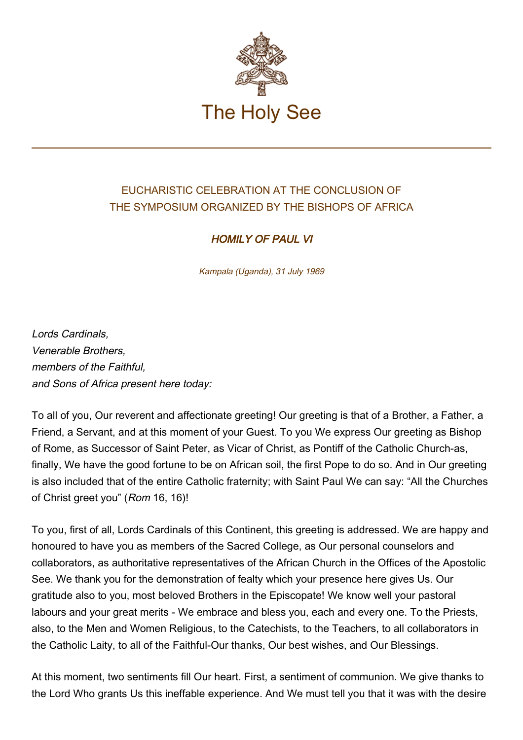The Holy See

EUCHARISTIC CELEBRATION AT THE CONCLUSION OF
THE SYMPOSIUM ORGANIZED BY THE BISHOPS OF AFRICA

## *HOMILY OF PAUL VI*

*Kampala (Uganda), 31 July 1969*

*Lords Cardinals,*
*Venerable Brothers,*
*members of the Faithful,*
*and Sons of Africa present here today:*

To all of you, Our reverent and affectionate greeting! Our greeting is that of a Brother, a Father, a Friend, a Servant, and at this moment of your Guest. To you We express Our greeting as Bishop of Rome, as Successor of Saint Peter, as Vicar of Christ, as Pontiff of the Catholic Church-as, finally, We have the good fortune to be on African soil, the first Pope to do so. And in Our greeting is also included that of the entire Catholic fraternity; with Saint Paul We can say: "All the Churches of Christ greet you" (*Rom* 16, 16)!

To you, first of all, Lords Cardinals of this Continent, this greeting is addressed. We are happy and honoured to have you as members of the Sacred College, as Our personal counselors and collaborators, as authoritative representatives of the African Church in the Offices of the Apostolic See. We thank you for the demonstration of fealty which your presence here gives Us. Our gratitude also to you, most beloved Brothers in the Episcopate! We know well your pastoral labours and your great merits - We embrace and bless you, each and every one. To the Priests, also, to the Men and Women Religious, to the Catechists, to the Teachers, to all collaborators in the Catholic Laity, to all of the Faithful-Our thanks, Our best wishes, and Our Blessings.

At this moment, two sentiments fill Our heart. First, a sentiment of communion. We give thanks to the Lord Who grants Us this ineffable experience. And We must tell you that it was with the desire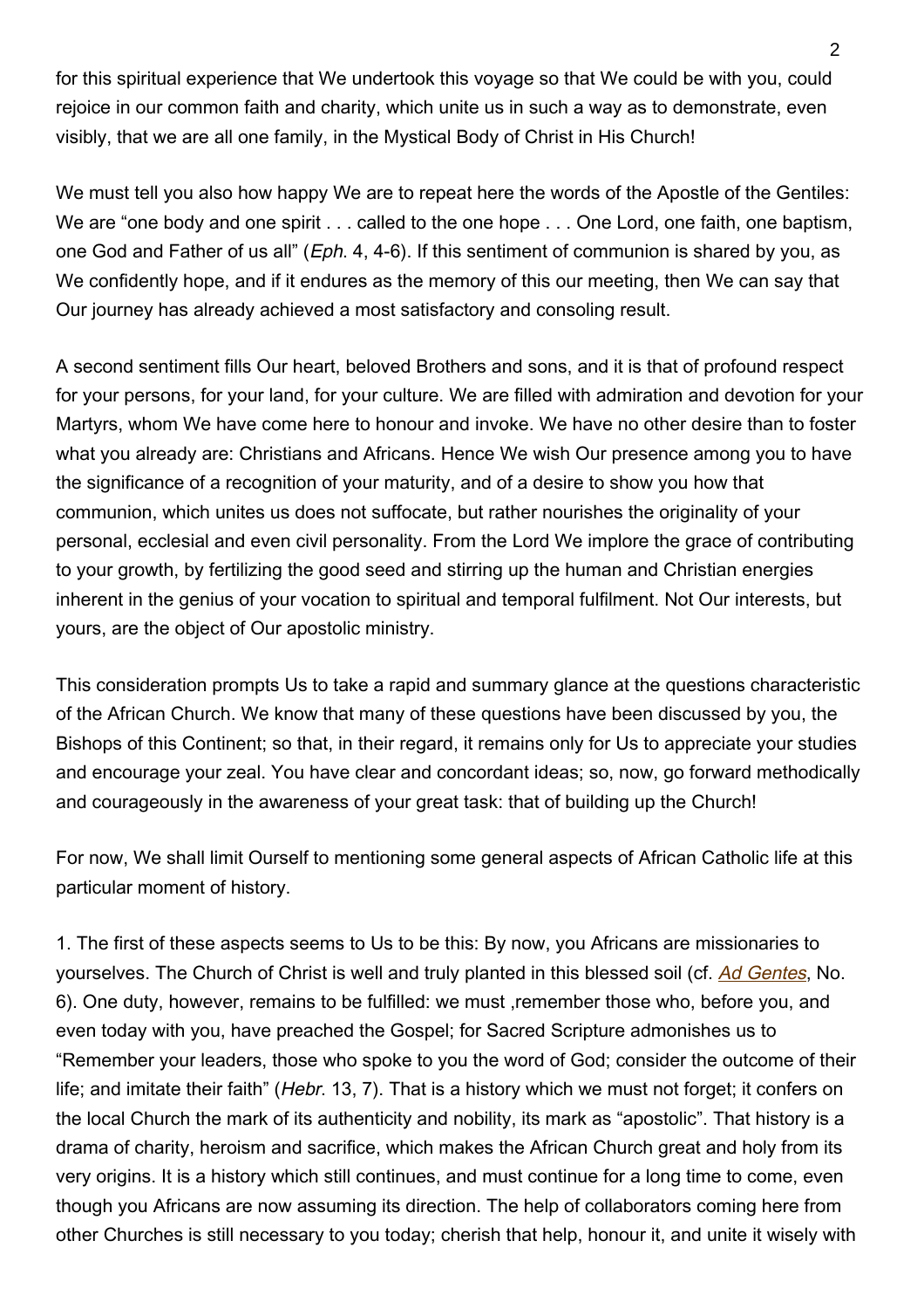for this spiritual experience that We undertook this voyage so that We could be with you, could rejoice in our common faith and charity, which unite us in such a way as to demonstrate, even visibly, that we are all one family, in the Mystical Body of Christ in His Church!

We must tell you also how happy We are to repeat here the words of the Apostle of the Gentiles: We are "one body and one spirit . . . called to the one hope . . . One Lord, one faith, one baptism, one God and Father of us all" (*Eph*. 4, 4-6). If this sentiment of communion is shared by you, as We confidently hope, and if it endures as the memory of this our meeting, then We can say that Our journey has already achieved a most satisfactory and consoling result.

A second sentiment fills Our heart, beloved Brothers and sons, and it is that of profound respect for your persons, for your land, for your culture. We are filled with admiration and devotion for your Martyrs, whom We have come here to honour and invoke. We have no other desire than to foster what you already are: Christians and Africans. Hence We wish Our presence among you to have the significance of a recognition of your maturity, and of a desire to show you how that communion, which unites us does not suffocate, but rather nourishes the originality of your personal, ecclesial and even civil personality. From the Lord We implore the grace of contributing to your growth, by fertilizing the good seed and stirring up the human and Christian energies inherent in the genius of your vocation to spiritual and temporal fulfilment. Not Our interests, but yours, are the object of Our apostolic ministry.

This consideration prompts Us to take a rapid and summary glance at the questions characteristic of the African Church. We know that many of these questions have been discussed by you, the Bishops of this Continent; so that, in their regard, it remains only for Us to appreciate your studies and encourage your zeal. You have clear and concordant ideas; so, now, go forward methodically and courageously in the awareness of your great task: that of building up the Church!

For now, We shall limit Ourself to mentioning some general aspects of African Catholic life at this particular moment of history.

1. The first of these aspects seems to Us to be this: By now, you Africans are missionaries to yourselves. The Church of Christ is well and truly planted in this blessed soil (cf. *Ad Gentes*, No. 6). One duty, however, remains to be fulfilled: we must ,remember those who, before you, and even today with you, have preached the Gospel; for Sacred Scripture admonishes us to "Remember your leaders, those who spoke to you the word of God; consider the outcome of their life; and imitate their faith" (*Hebr*. 13, 7). That is a history which we must not forget; it confers on the local Church the mark of its authenticity and nobility, its mark as "apostolic". That history is a drama of charity, heroism and sacrifice, which makes the African Church great and holy from its very origins. It is a history which still continues, and must continue for a long time to come, even though you Africans are now assuming its direction. The help of collaborators coming here from other Churches is still necessary to you today; cherish that help, honour it, and unite it wisely with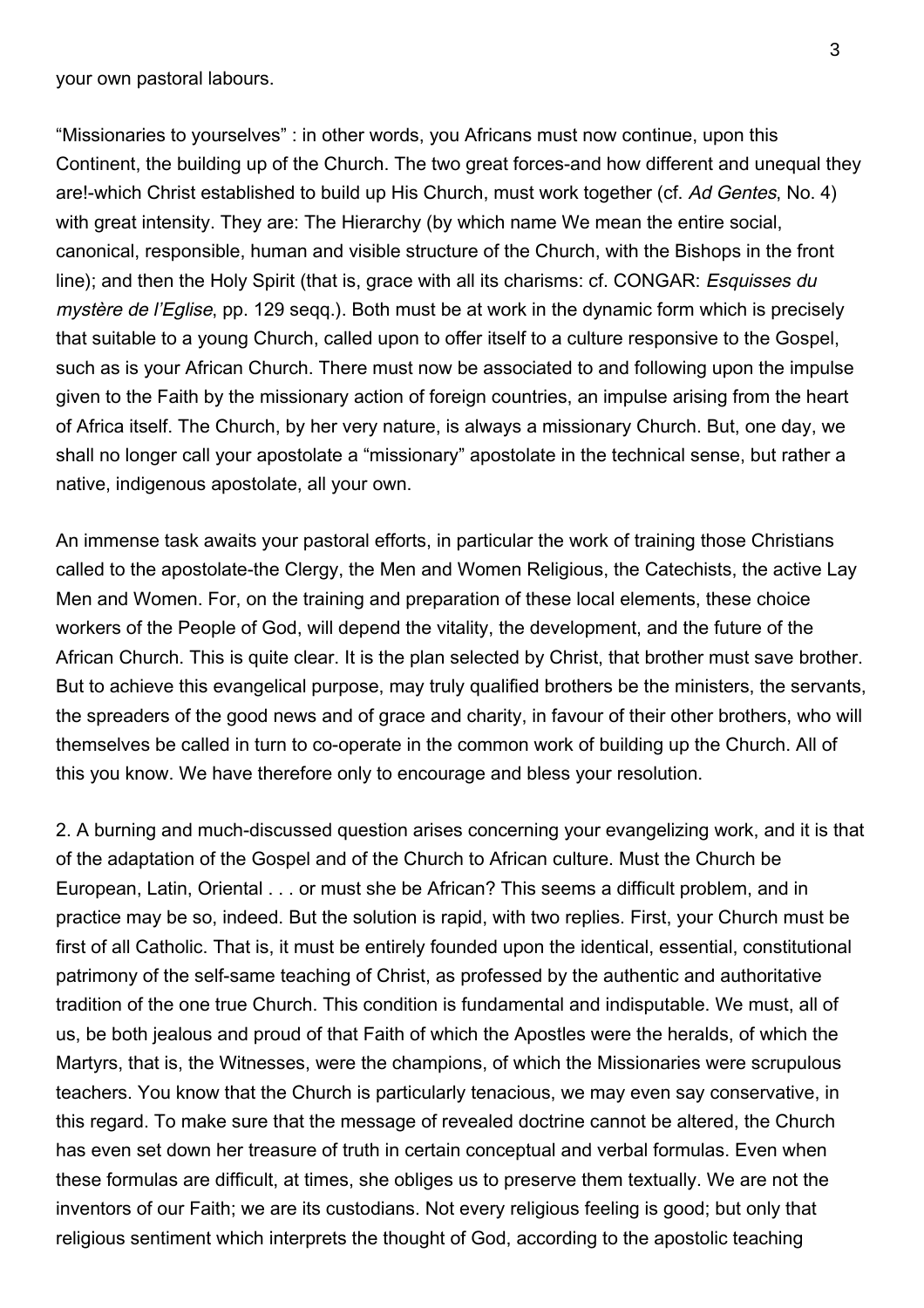your own pastoral labours.

"Missionaries to yourselves" : in other words, you Africans must now continue, upon this Continent, the building up of the Church. The two great forces-and how different and unequal they are!-which Christ established to build up His Church, must work together (cf. *Ad Gentes*, No. 4) with great intensity. They are: The Hierarchy (by which name We mean the entire social, canonical, responsible, human and visible structure of the Church, with the Bishops in the front line); and then the Holy Spirit (that is, grace with all its charisms: cf. CONGAR: *Esquisses du mystère de l'Eglise*, pp. 129 seqq.). Both must be at work in the dynamic form which is precisely that suitable to a young Church, called upon to offer itself to a culture responsive to the Gospel, such as is your African Church. There must now be associated to and following upon the impulse given to the Faith by the missionary action of foreign countries, an impulse arising from the heart of Africa itself. The Church, by her very nature, is always a missionary Church. But, one day, we shall no longer call your apostolate a "missionary" apostolate in the technical sense, but rather a native, indigenous apostolate, all your own.

An immense task awaits your pastoral efforts, in particular the work of training those Christians called to the apostolate-the Clergy, the Men and Women Religious, the Catechists, the active Lay Men and Women. For, on the training and preparation of these local elements, these choice workers of the People of God, will depend the vitality, the development, and the future of the African Church. This is quite clear. It is the plan selected by Christ, that brother must save brother. But to achieve this evangelical purpose, may truly qualified brothers be the ministers, the servants, the spreaders of the good news and of grace and charity, in favour of their other brothers, who will themselves be called in turn to co-operate in the common work of building up the Church. All of this you know. We have therefore only to encourage and bless your resolution.

2. A burning and much-discussed question arises concerning your evangelizing work, and it is that of the adaptation of the Gospel and of the Church to African culture. Must the Church be European, Latin, Oriental . . . or must she be African? This seems a difficult problem, and in practice may be so, indeed. But the solution is rapid, with two replies. First, your Church must be first of all Catholic. That is, it must be entirely founded upon the identical, essential, constitutional patrimony of the self-same teaching of Christ, as professed by the authentic and authoritative tradition of the one true Church. This condition is fundamental and indisputable. We must, all of us, be both jealous and proud of that Faith of which the Apostles were the heralds, of which the Martyrs, that is, the Witnesses, were the champions, of which the Missionaries were scrupulous teachers. You know that the Church is particularly tenacious, we may even say conservative, in this regard. To make sure that the message of revealed doctrine cannot be altered, the Church has even set down her treasure of truth in certain conceptual and verbal formulas. Even when these formulas are difficult, at times, she obliges us to preserve them textually. We are not the inventors of our Faith; we are its custodians. Not every religious feeling is good; but only that religious sentiment which interprets the thought of God, according to the apostolic teaching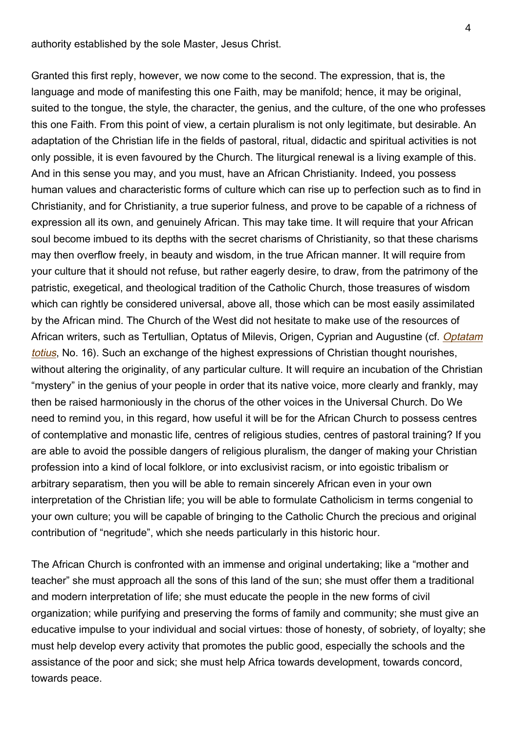authority established by the sole Master, Jesus Christ.

Granted this first reply, however, we now come to the second. The expression, that is, the language and mode of manifesting this one Faith, may be manifold; hence, it may be original, suited to the tongue, the style, the character, the genius, and the culture, of the one who professes this one Faith. From this point of view, a certain pluralism is not only legitimate, but desirable. An adaptation of the Christian life in the fields of pastoral, ritual, didactic and spiritual activities is not only possible, it is even favoured by the Church. The liturgical renewal is a living example of this. And in this sense you may, and you must, have an African Christianity. Indeed, you possess human values and characteristic forms of culture which can rise up to perfection such as to find in Christianity, and for Christianity, a true superior fulness, and prove to be capable of a richness of expression all its own, and genuinely African. This may take time. It will require that your African soul become imbued to its depths with the secret charisms of Christianity, so that these charisms may then overflow freely, in beauty and wisdom, in the true African manner. It will require from your culture that it should not refuse, but rather eagerly desire, to draw, from the patrimony of the patristic, exegetical, and theological tradition of the Catholic Church, those treasures of wisdom which can rightly be considered universal, above all, those which can be most easily assimilated by the African mind. The Church of the West did not hesitate to make use of the resources of African writers, such as Tertullian, Optatus of Milevis, Origen, Cyprian and Augustine (cf. *Optatam totius*, No. 16). Such an exchange of the highest expressions of Christian thought nourishes, without altering the originality, of any particular culture. It will require an incubation of the Christian "mystery" in the genius of your people in order that its native voice, more clearly and frankly, may then be raised harmoniously in the chorus of the other voices in the Universal Church. Do We need to remind you, in this regard, how useful it will be for the African Church to possess centres of contemplative and monastic life, centres of religious studies, centres of pastoral training? If you are able to avoid the possible dangers of religious pluralism, the danger of making your Christian profession into a kind of local folklore, or into exclusivist racism, or into egoistic tribalism or arbitrary separatism, then you will be able to remain sincerely African even in your own interpretation of the Christian life; you will be able to formulate Catholicism in terms congenial to your own culture; you will be capable of bringing to the Catholic Church the precious and original contribution of "negritude", which she needs particularly in this historic hour.

The African Church is confronted with an immense and original undertaking; like a "mother and teacher" she must approach all the sons of this land of the sun; she must offer them a traditional and modern interpretation of life; she must educate the people in the new forms of civil organization; while purifying and preserving the forms of family and community; she must give an educative impulse to your individual and social virtues: those of honesty, of sobriety, of loyalty; she must help develop every activity that promotes the public good, especially the schools and the assistance of the poor and sick; she must help Africa towards development, towards concord, towards peace.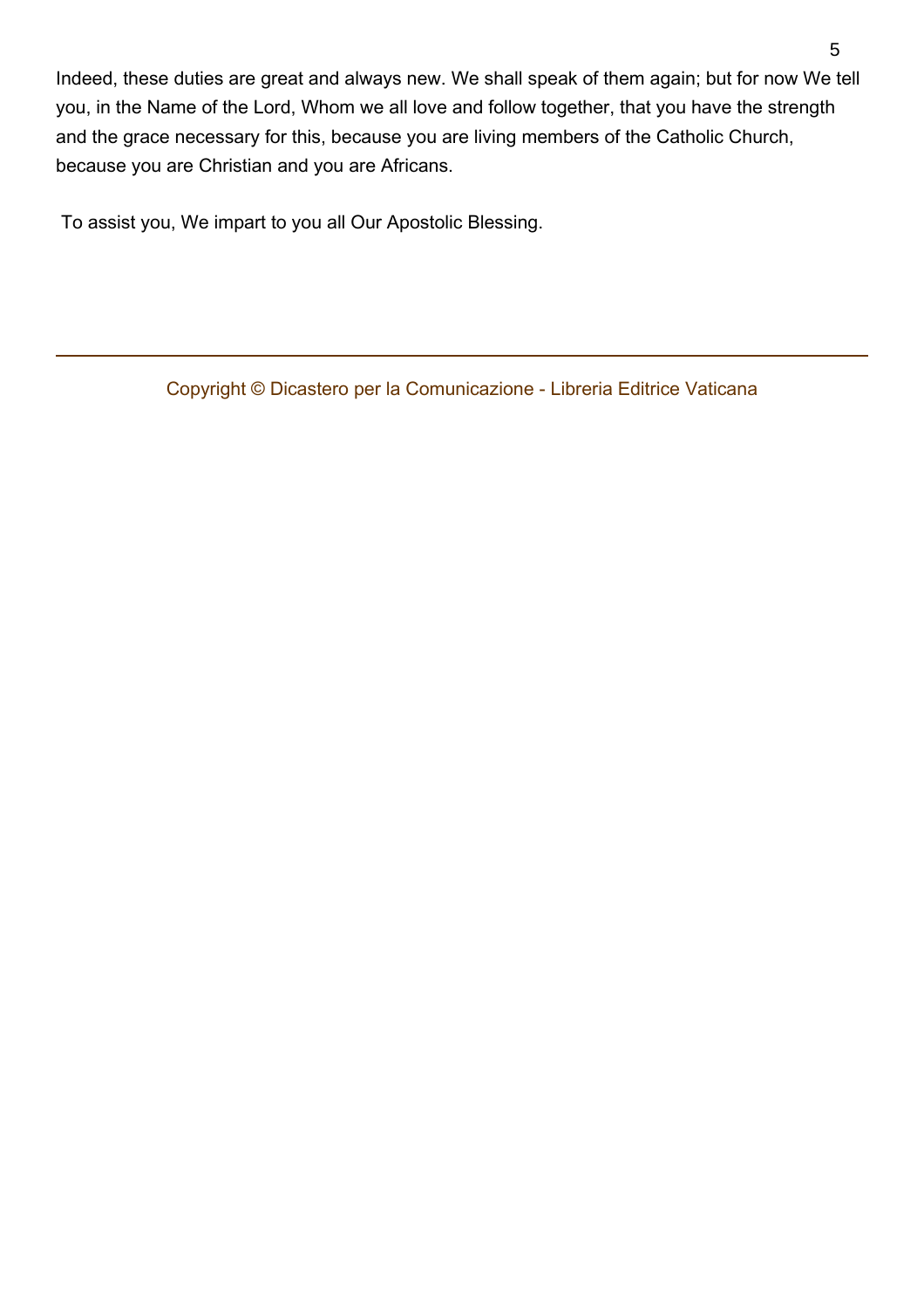Indeed, these duties are great and always new. We shall speak of them again; but for now We tell you, in the Name of the Lord, Whom we all love and follow together, that you have the strength and the grace necessary for this, because you are living members of the Catholic Church, because you are Christian and you are Africans.

To assist you, We impart to you all Our Apostolic Blessing.

---

Copyright © Dicastero per la Comunicazione - Libreria Editrice Vaticana